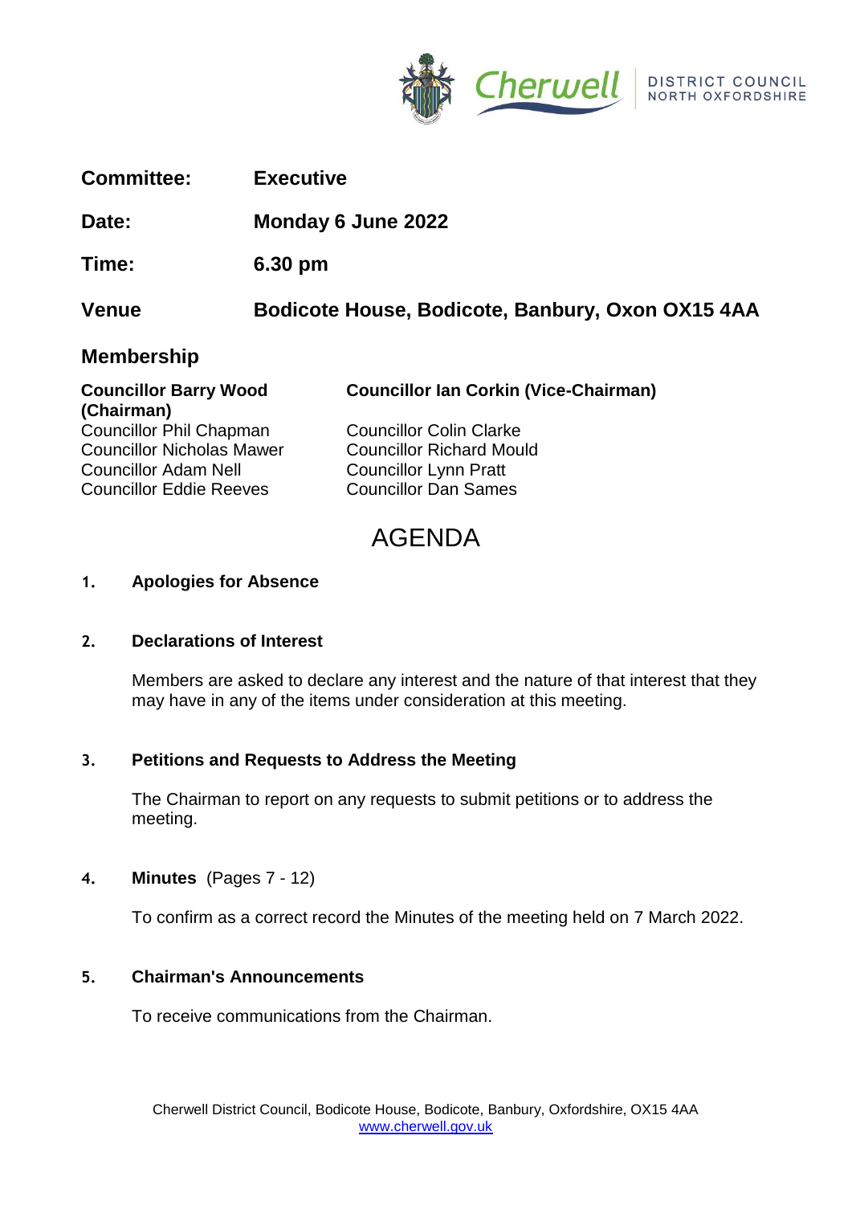Cherwell DISTRICT COUNCIL NORTH OXFORDSHIRE

**Committee:** **Executive**

**Date:** **Monday 6 June 2022**

**Time:** **6.30 pm**

**Venue** **Bodicote House, Bodicote, Banbury, Oxon OX15 4AA**

## Membership

**Councillor Barry Wood (Chairman)**
Councillor Phil Chapman
Councillor Nicholas Mawer
Councillor Adam Nell
Councillor Eddie Reeves

**Councillor Ian Corkin (Vice-Chairman)**
Councillor Colin Clarke
Councillor Richard Mould
Councillor Lynn Pratt
Councillor Dan Sames

# AGENDA

**1. Apologies for Absence**

**2. Declarations of Interest**

Members are asked to declare any interest and the nature of that interest that they may have in any of the items under consideration at this meeting.

**3. Petitions and Requests to Address the Meeting**

The Chairman to report on any requests to submit petitions or to address the meeting.

**4. Minutes** (Pages 7 - 12)

To confirm as a correct record the Minutes of the meeting held on 7 March 2022.

**5. Chairman's Announcements**

To receive communications from the Chairman.

Cherwell District Council, Bodicote House, Bodicote, Banbury, Oxfordshire, OX15 4AA
www.cherwell.gov.uk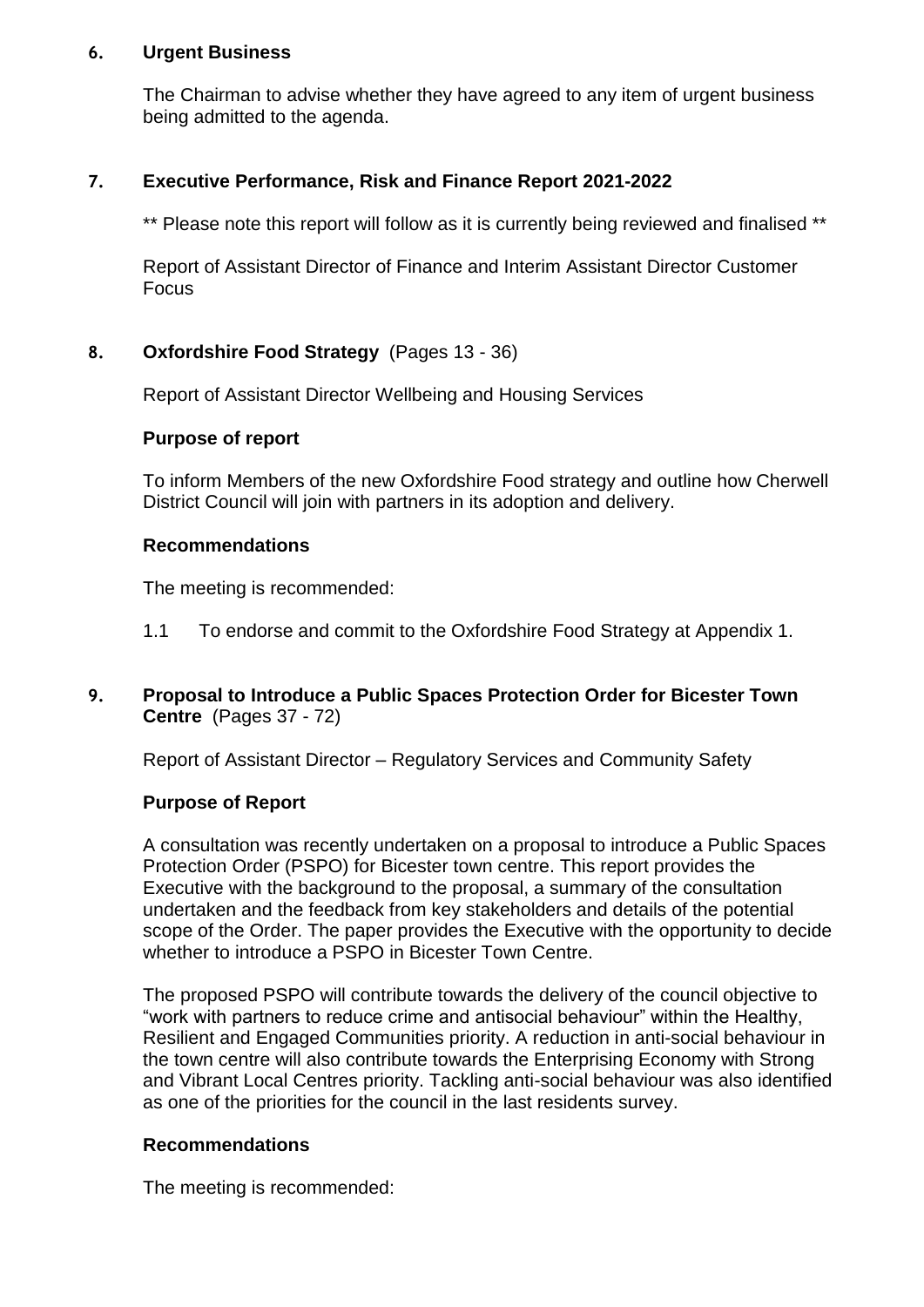## 6. Urgent Business

The Chairman to advise whether they have agreed to any item of urgent business being admitted to the agenda.

## 7. Executive Performance, Risk and Finance Report 2021-2022

** Please note this report will follow as it is currently being reviewed and finalised **

Report of Assistant Director of Finance and Interim Assistant Director Customer Focus

## 8. Oxfordshire Food Strategy (Pages 13 - 36)

Report of Assistant Director Wellbeing and Housing Services

### Purpose of report

To inform Members of the new Oxfordshire Food strategy and outline how Cherwell District Council will join with partners in its adoption and delivery.

### Recommendations

The meeting is recommended:

1.1 To endorse and commit to the Oxfordshire Food Strategy at Appendix 1.

## 9. Proposal to Introduce a Public Spaces Protection Order for Bicester Town Centre (Pages 37 - 72)

Report of Assistant Director – Regulatory Services and Community Safety

### Purpose of Report

A consultation was recently undertaken on a proposal to introduce a Public Spaces Protection Order (PSPO) for Bicester town centre. This report provides the Executive with the background to the proposal, a summary of the consultation undertaken and the feedback from key stakeholders and details of the potential scope of the Order. The paper provides the Executive with the opportunity to decide whether to introduce a PSPO in Bicester Town Centre.

The proposed PSPO will contribute towards the delivery of the council objective to "work with partners to reduce crime and antisocial behaviour" within the Healthy, Resilient and Engaged Communities priority. A reduction in anti-social behaviour in the town centre will also contribute towards the Enterprising Economy with Strong and Vibrant Local Centres priority. Tackling anti-social behaviour was also identified as one of the priorities for the council in the last residents survey.

### Recommendations

The meeting is recommended: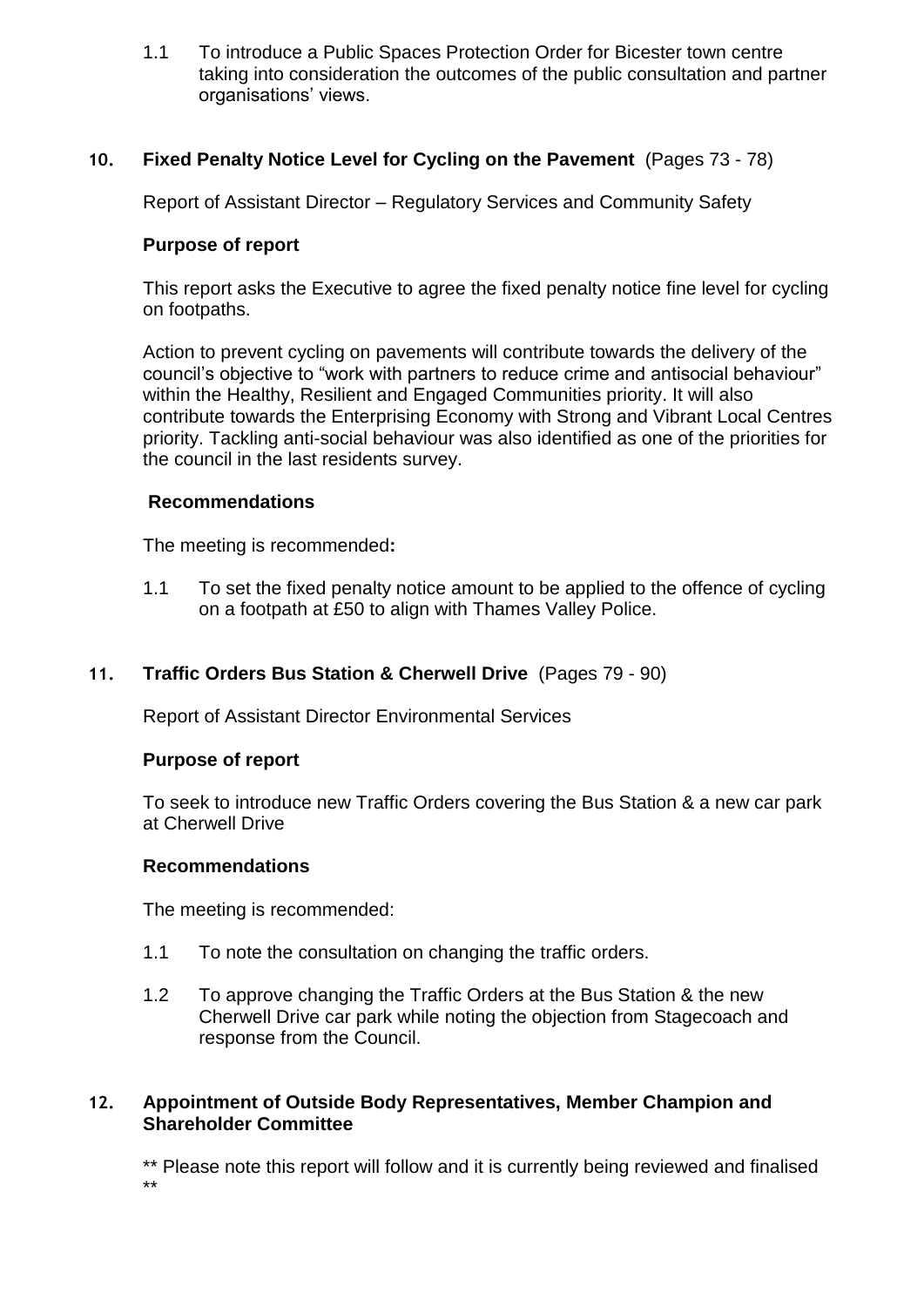1.1 To introduce a Public Spaces Protection Order for Bicester town centre taking into consideration the outcomes of the public consultation and partner organisations' views.

## 10. Fixed Penalty Notice Level for Cycling on the Pavement (Pages 73 - 78)

Report of Assistant Director – Regulatory Services and Community Safety

### Purpose of report

This report asks the Executive to agree the fixed penalty notice fine level for cycling on footpaths.

Action to prevent cycling on pavements will contribute towards the delivery of the council's objective to "work with partners to reduce crime and antisocial behaviour" within the Healthy, Resilient and Engaged Communities priority. It will also contribute towards the Enterprising Economy with Strong and Vibrant Local Centres priority. Tackling anti-social behaviour was also identified as one of the priorities for the council in the last residents survey.

### Recommendations

The meeting is recommended**:**

1.1 To set the fixed penalty notice amount to be applied to the offence of cycling on a footpath at £50 to align with Thames Valley Police.

## 11. Traffic Orders Bus Station & Cherwell Drive (Pages 79 - 90)

Report of Assistant Director Environmental Services

### Purpose of report

To seek to introduce new Traffic Orders covering the Bus Station & a new car park at Cherwell Drive

### Recommendations

The meeting is recommended:

1.1 To note the consultation on changing the traffic orders.

1.2 To approve changing the Traffic Orders at the Bus Station & the new Cherwell Drive car park while noting the objection from Stagecoach and response from the Council.

## 12. Appointment of Outside Body Representatives, Member Champion and Shareholder Committee

** Please note this report will follow and it is currently being reviewed and finalised **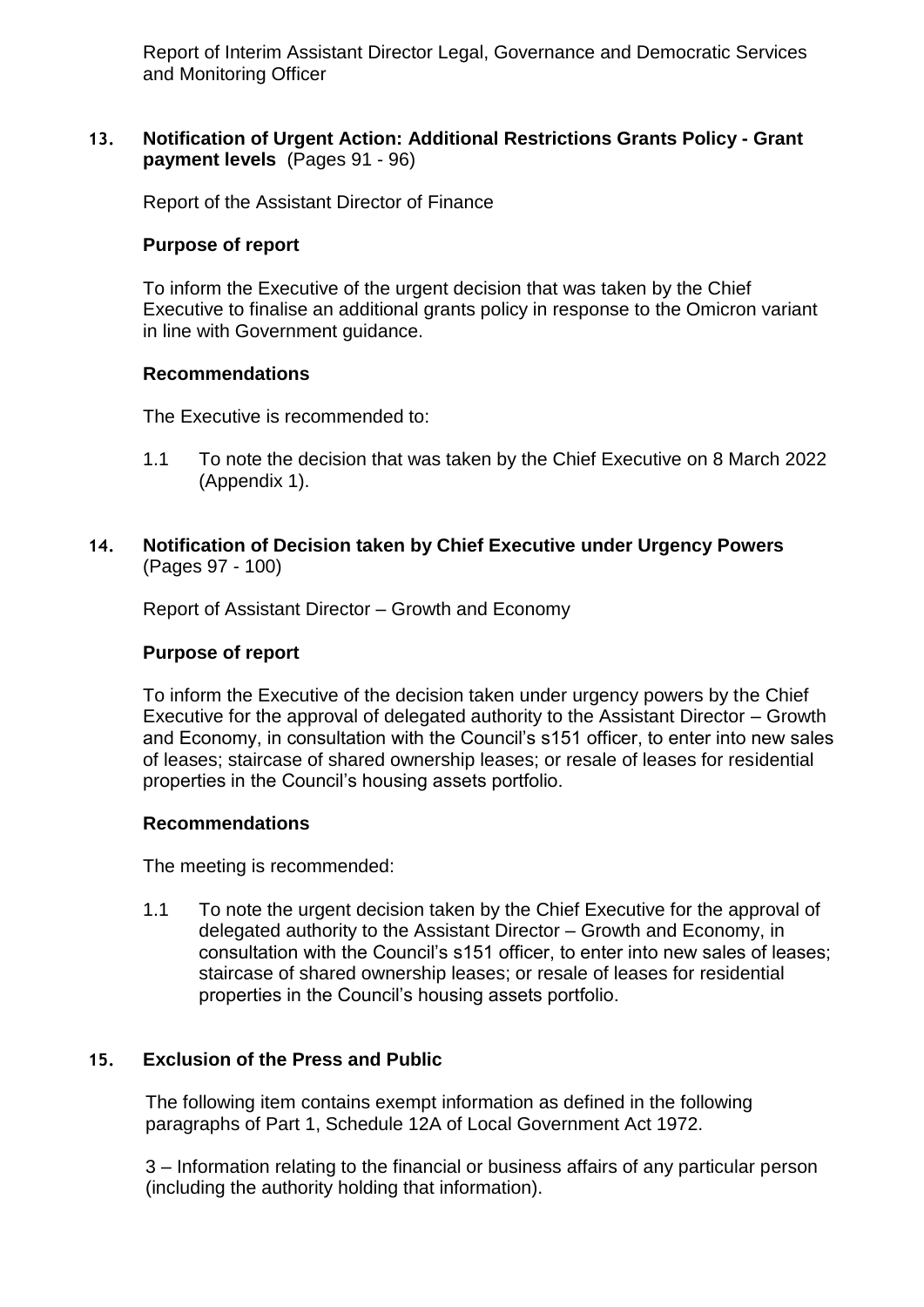Report of Interim Assistant Director Legal, Governance and Democratic Services and Monitoring Officer

### 13. Notification of Urgent Action: Additional Restrictions Grants Policy - Grant payment levels (Pages 91 - 96)

Report of the Assistant Director of Finance

**Purpose of report**

To inform the Executive of the urgent decision that was taken by the Chief Executive to finalise an additional grants policy in response to the Omicron variant in line with Government guidance.

**Recommendations**

The Executive is recommended to:

1.1 To note the decision that was taken by the Chief Executive on 8 March 2022 (Appendix 1).

### 14. Notification of Decision taken by Chief Executive under Urgency Powers (Pages 97 - 100)

Report of Assistant Director – Growth and Economy

**Purpose of report**

To inform the Executive of the decision taken under urgency powers by the Chief Executive for the approval of delegated authority to the Assistant Director – Growth and Economy, in consultation with the Council's s151 officer, to enter into new sales of leases; staircase of shared ownership leases; or resale of leases for residential properties in the Council's housing assets portfolio.

**Recommendations**

The meeting is recommended:

1.1 To note the urgent decision taken by the Chief Executive for the approval of delegated authority to the Assistant Director – Growth and Economy, in consultation with the Council's s151 officer, to enter into new sales of leases; staircase of shared ownership leases; or resale of leases for residential properties in the Council's housing assets portfolio.

### 15. Exclusion of the Press and Public

The following item contains exempt information as defined in the following paragraphs of Part 1, Schedule 12A of Local Government Act 1972.

3 – Information relating to the financial or business affairs of any particular person (including the authority holding that information).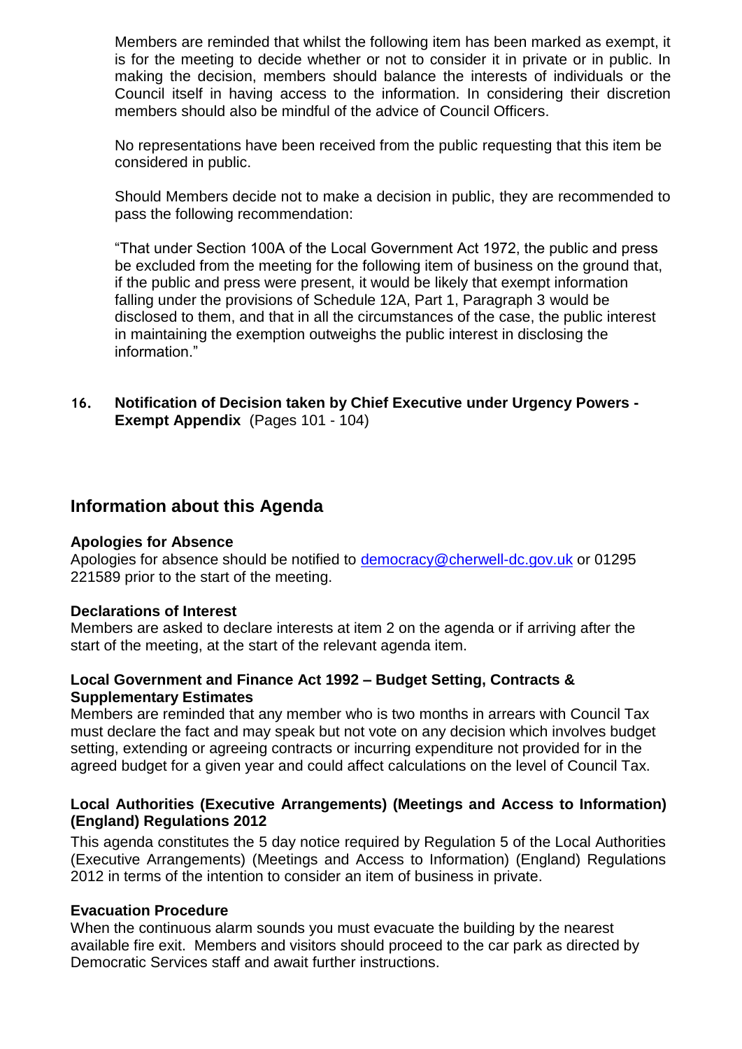Members are reminded that whilst the following item has been marked as exempt, it is for the meeting to decide whether or not to consider it in private or in public. In making the decision, members should balance the interests of individuals or the Council itself in having access to the information. In considering their discretion members should also be mindful of the advice of Council Officers.

No representations have been received from the public requesting that this item be considered in public.

Should Members decide not to make a decision in public, they are recommended to pass the following recommendation:

"That under Section 100A of the Local Government Act 1972, the public and press be excluded from the meeting for the following item of business on the ground that, if the public and press were present, it would be likely that exempt information falling under the provisions of Schedule 12A, Part 1, Paragraph 3 would be disclosed to them, and that in all the circumstances of the case, the public interest in maintaining the exemption outweighs the public interest in disclosing the information."

**16. Notification of Decision taken by Chief Executive under Urgency Powers - Exempt Appendix** (Pages 101 - 104)

## Information about this Agenda

**Apologies for Absence**
Apologies for absence should be notified to democracy@cherwell-dc.gov.uk or 01295 221589 prior to the start of the meeting.

**Declarations of Interest**
Members are asked to declare interests at item 2 on the agenda or if arriving after the start of the meeting, at the start of the relevant agenda item.

**Local Government and Finance Act 1992 – Budget Setting, Contracts & Supplementary Estimates**
Members are reminded that any member who is two months in arrears with Council Tax must declare the fact and may speak but not vote on any decision which involves budget setting, extending or agreeing contracts or incurring expenditure not provided for in the agreed budget for a given year and could affect calculations on the level of Council Tax.

**Local Authorities (Executive Arrangements) (Meetings and Access to Information) (England) Regulations 2012**
This agenda constitutes the 5 day notice required by Regulation 5 of the Local Authorities (Executive Arrangements) (Meetings and Access to Information) (England) Regulations 2012 in terms of the intention to consider an item of business in private.

**Evacuation Procedure**
When the continuous alarm sounds you must evacuate the building by the nearest available fire exit. Members and visitors should proceed to the car park as directed by Democratic Services staff and await further instructions.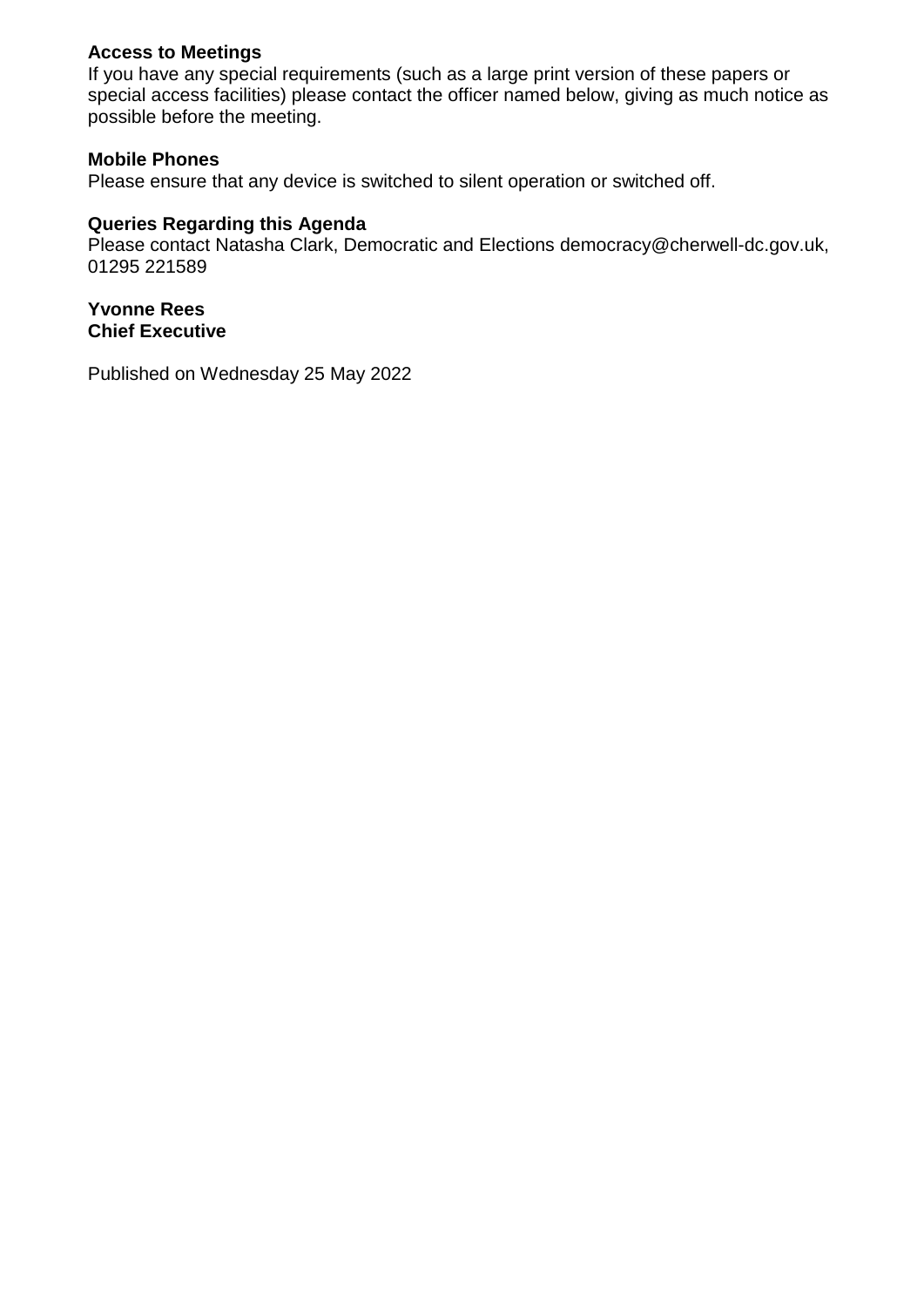**Access to Meetings**
If you have any special requirements (such as a large print version of these papers or special access facilities) please contact the officer named below, giving as much notice as possible before the meeting.

**Mobile Phones**
Please ensure that any device is switched to silent operation or switched off.

**Queries Regarding this Agenda**
Please contact Natasha Clark, Democratic and Elections democracy@cherwell-dc.gov.uk, 01295 221589

**Yvonne Rees**
**Chief Executive**

Published on Wednesday 25 May 2022